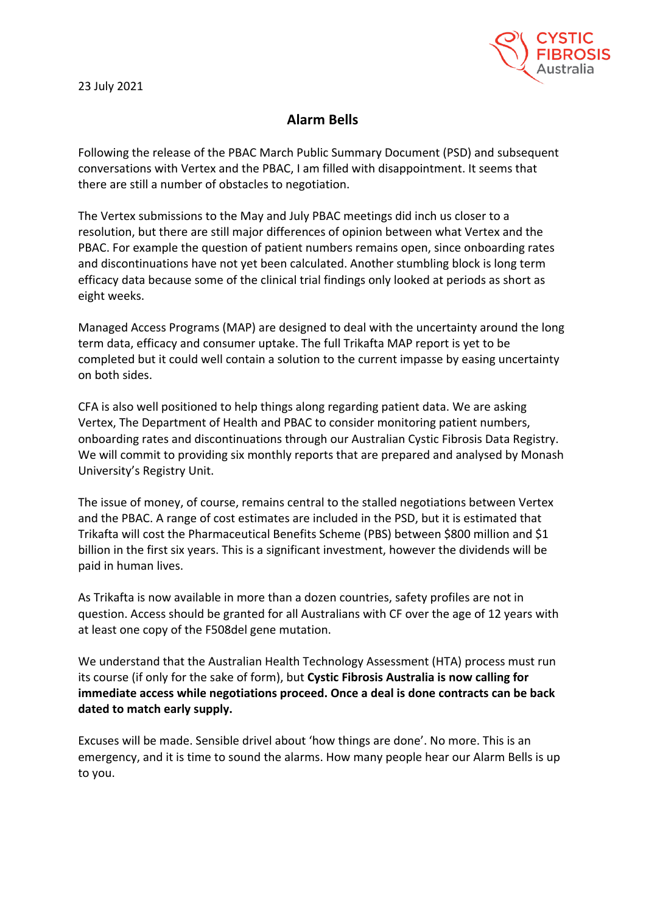23 July 2021

# Alarm Bells

Following the release of the PBAC March Public Summary Document (PSD) and subsequent conversations with Vertex and the PBAC, I am filled with disappointment. It seems that there are still a number of obstacles to negotiation.

The Vertex submissions to the May and July PBAC meetings did inch us closer to a resolution, but there are still major differences of opinion between what Vertex and the PBAC. For example the question of patient numbers remains open, since onboarding rates and discontinuations have not yet been calculated. Another stumbling block is long term efficacy data because some of the clinical trial findings only looked at periods as short as eight weeks.

Managed Access Programs (MAP) are designed to deal with the uncertainty around the long term data, efficacy and consumer uptake. The full Trikafta MAP report is yet to be completed but it could well contain a solution to the current impasse by easing uncertainty on both sides.

CFA is also well positioned to help things along regarding patient data. We are asking Vertex, The Department of Health and PBAC to consider monitoring patient numbers, onboarding rates and discontinuations through our Australian Cystic Fibrosis Data Registry. We will commit to providing six monthly reports that are prepared and analysed by Monash University's Registry Unit.

The issue of money, of course, remains central to the stalled negotiations between Vertex and the PBAC. A range of cost estimates are included in the PSD, but it is estimated that Trikafta will cost the Pharmaceutical Benefits Scheme (PBS) between $800 million and $1 billion in the first six years. This is a significant investment, however the dividends will be paid in human lives.

As Trikafta is now available in more than a dozen countries, safety profiles are not in question. Access should be granted for all Australians with CF over the age of 12 years with at least one copy of the F508del gene mutation.

We understand that the Australian Health Technology Assessment (HTA) process must run its course (if only for the sake of form), but **Cystic Fibrosis Australia is now calling for immediate access while negotiations proceed. Once a deal is done contracts can be back dated to match early supply.**

Excuses will be made. Sensible drivel about 'how things are done'. No more. This is an emergency, and it is time to sound the alarms. How many people hear our Alarm Bells is up to you.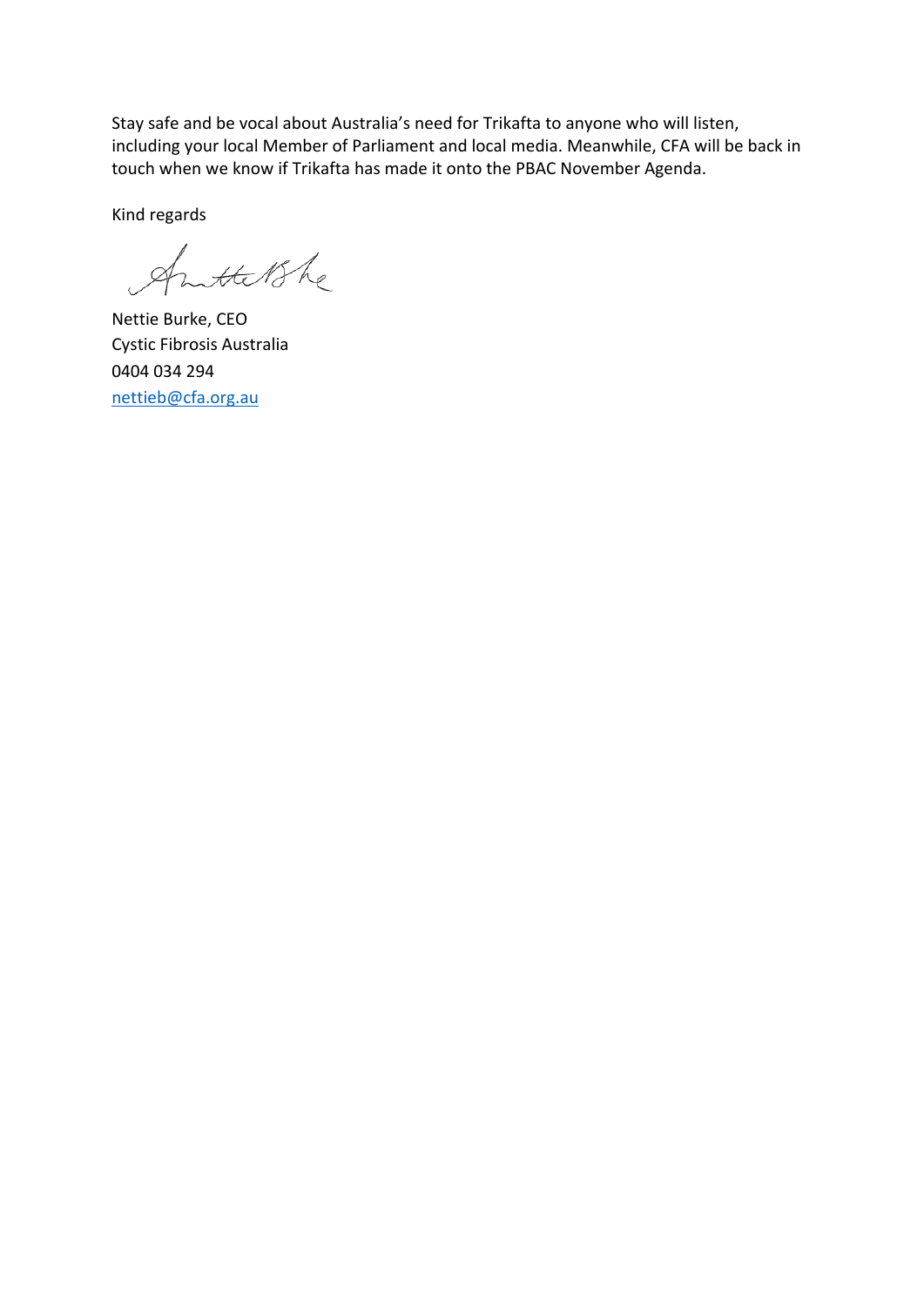Stay safe and be vocal about Australia's need for Trikafta to anyone who will listen, including your local Member of Parliament and local media. Meanwhile, CFA will be back in touch when we know if Trikafta has made it onto the PBAC November Agenda.

Kind regards

Nettie Burke, CEO
Cystic Fibrosis Australia
0404 034 294
[nettieb@cfa.org.au](mailto:nettieb@cfa.org.au)